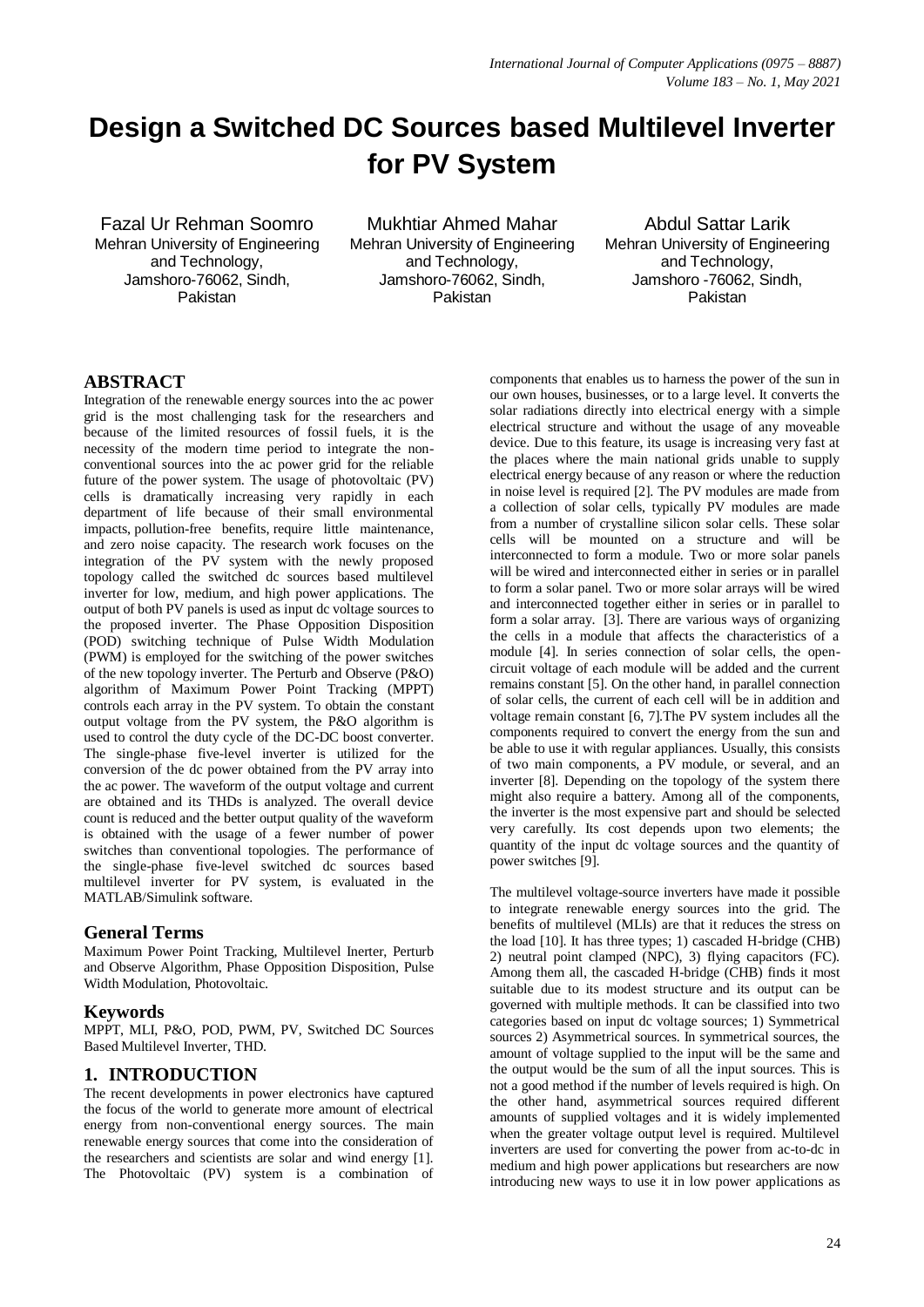# Design a Switched DC Sources based Multilevel Inverter for PV System

Fazal Ur Rehman Soomro
Mehran University of Engineering and Technology, Jamshoro-76062, Sindh, Pakistan

Mukhtiar Ahmed Mahar
Mehran University of Engineering and Technology, Jamshoro-76062, Sindh, Pakistan

Abdul Sattar Larik
Mehran University of Engineering and Technology, Jamshoro -76062, Sindh, Pakistan

## ABSTRACT

Integration of the renewable energy sources into the ac power grid is the most challenging task for the researchers and because of the limited resources of fossil fuels, it is the necessity of the modern time period to integrate the non-conventional sources into the ac power grid for the reliable future of the power system. The usage of photovoltaic (PV) cells is dramatically increasing very rapidly in each department of life because of their small environmental impacts, pollution-free benefits, require little maintenance, and zero noise capacity. The research work focuses on the integration of the PV system with the newly proposed topology called the switched dc sources based multilevel inverter for low, medium, and high power applications. The output of both PV panels is used as input dc voltage sources to the proposed inverter. The Phase Opposition Disposition (POD) switching technique of Pulse Width Modulation (PWM) is employed for the switching of the power switches of the new topology inverter. The Perturb and Observe (P&O) algorithm of Maximum Power Point Tracking (MPPT) controls each array in the PV system. To obtain the constant output voltage from the PV system, the P&O algorithm is used to control the duty cycle of the DC-DC boost converter. The single-phase five-level inverter is utilized for the conversion of the dc power obtained from the PV array into the ac power. The waveform of the output voltage and current are obtained and its THDs is analyzed. The overall device count is reduced and the better output quality of the waveform is obtained with the usage of a fewer number of power switches than conventional topologies. The performance of the single-phase five-level switched dc sources based multilevel inverter for PV system, is evaluated in the MATLAB/Simulink software.

## General Terms

Maximum Power Point Tracking, Multilevel Inerter, Perturb and Observe Algorithm, Phase Opposition Disposition, Pulse Width Modulation, Photovoltaic.

## Keywords

MPPT, MLI, P&O, POD, PWM, PV, Switched DC Sources Based Multilevel Inverter, THD.

## 1. INTRODUCTION

The recent developments in power electronics have captured the focus of the world to generate more amount of electrical energy from non-conventional energy sources. The main renewable energy sources that come into the consideration of the researchers and scientists are solar and wind energy [1]. The Photovoltaic (PV) system is a combination of components that enables us to harness the power of the sun in our own houses, businesses, or to a large level. It converts the solar radiations directly into electrical energy with a simple electrical structure and without the usage of any moveable device. Due to this feature, its usage is increasing very fast at the places where the main national grids unable to supply electrical energy because of any reason or where the reduction in noise level is required [2]. The PV modules are made from a collection of solar cells, typically PV modules are made from a number of crystalline silicon solar cells. These solar cells will be mounted on a structure and will be interconnected to form a module. Two or more solar panels will be wired and interconnected either in series or in parallel to form a solar panel. Two or more solar arrays will be wired and interconnected together either in series or in parallel to form a solar array. [3]. There are various ways of organizing the cells in a module that affects the characteristics of a module [4]. In series connection of solar cells, the open-circuit voltage of each module will be added and the current remains constant [5]. On the other hand, in parallel connection of solar cells, the current of each cell will be in addition and voltage remain constant [6, 7].The PV system includes all the components required to convert the energy from the sun and be able to use it with regular appliances. Usually, this consists of two main components, a PV module, or several, and an inverter [8]. Depending on the topology of the system there might also require a battery. Among all of the components, the inverter is the most expensive part and should be selected very carefully. Its cost depends upon two elements; the quantity of the input dc voltage sources and the quantity of power switches [9].

The multilevel voltage-source inverters have made it possible to integrate renewable energy sources into the grid. The benefits of multilevel (MLIs) are that it reduces the stress on the load [10]. It has three types; 1) cascaded H-bridge (CHB) 2) neutral point clamped (NPC), 3) flying capacitors (FC). Among them all, the cascaded H-bridge (CHB) finds it most suitable due to its modest structure and its output can be governed with multiple methods. It can be classified into two categories based on input dc voltage sources; 1) Symmetrical sources 2) Asymmetrical sources. In symmetrical sources, the amount of voltage supplied to the input will be the same and the output would be the sum of all the input sources. This is not a good method if the number of levels required is high. On the other hand, asymmetrical sources required different amounts of supplied voltages and it is widely implemented when the greater voltage output level is required. Multilevel inverters are used for converting the power from ac-to-dc in medium and high power applications but researchers are now introducing new ways to use it in low power applications as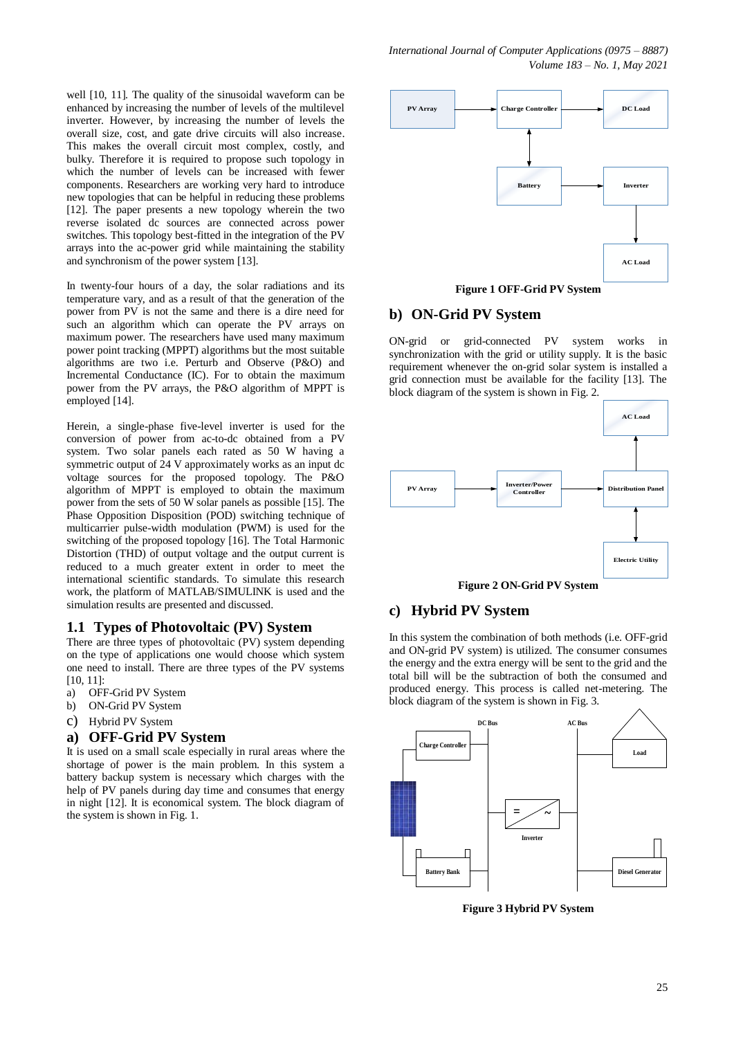well [10, 11]. The quality of the sinusoidal waveform can be enhanced by increasing the number of levels of the multilevel inverter. However, by increasing the number of levels the overall size, cost, and gate drive circuits will also increase. This makes the overall circuit most complex, costly, and bulky. Therefore it is required to propose such topology in which the number of levels can be increased with fewer components. Researchers are working very hard to introduce new topologies that can be helpful in reducing these problems [12]. The paper presents a new topology wherein the two reverse isolated dc sources are connected across power switches. This topology best-fitted in the integration of the PV arrays into the ac-power grid while maintaining the stability and synchronism of the power system [13].

In twenty-four hours of a day, the solar radiations and its temperature vary, and as a result of that the generation of the power from PV is not the same and there is a dire need for such an algorithm which can operate the PV arrays on maximum power. The researchers have used many maximum power point tracking (MPPT) algorithms but the most suitable algorithms are two i.e. Perturb and Observe (P&O) and Incremental Conductance (IC). For to obtain the maximum power from the PV arrays, the P&O algorithm of MPPT is employed [14].

Herein, a single-phase five-level inverter is used for the conversion of power from ac-to-dc obtained from a PV system. Two solar panels each rated as 50 W having a symmetric output of 24 V approximately works as an input dc voltage sources for the proposed topology. The P&O algorithm of MPPT is employed to obtain the maximum power from the sets of 50 W solar panels as possible [15]. The Phase Opposition Disposition (POD) switching technique of multicarrier pulse-width modulation (PWM) is used for the switching of the proposed topology [16]. The Total Harmonic Distortion (THD) of output voltage and the output current is reduced to a much greater extent in order to meet the international scientific standards. To simulate this research work, the platform of MATLAB/SIMULINK is used and the simulation results are presented and discussed.

## 1.1 Types of Photovoltaic (PV) System

There are three types of photovoltaic (PV) system depending on the type of applications one would choose which system one need to install. There are three types of the PV systems [10, 11]:

a) OFF-Grid PV System
b) ON-Grid PV System
c) Hybrid PV System

### a) OFF-Grid PV System

It is used on a small scale especially in rural areas where the shortage of power is the main problem. In this system a battery backup system is necessary which charges with the help of PV panels during day time and consumes that energy in night [12]. It is economical system. The block diagram of the system is shown in Fig. 1.

**Figure 1 OFF-Grid PV System**

### b) ON-Grid PV System

ON-grid or grid-connected PV system works in synchronization with the grid or utility supply. It is the basic requirement whenever the on-grid solar system is installed a grid connection must be available for the facility [13]. The block diagram of the system is shown in Fig. 2.

**Figure 2 ON-Grid PV System**

### c) Hybrid PV System

In this system the combination of both methods (i.e. OFF-grid and ON-grid PV system) is utilized. The consumer consumes the energy and the extra energy will be sent to the grid and the total bill will be the subtraction of both the consumed and produced energy. This process is called net-metering. The block diagram of the system is shown in Fig. 3.

**Figure 3 Hybrid PV System**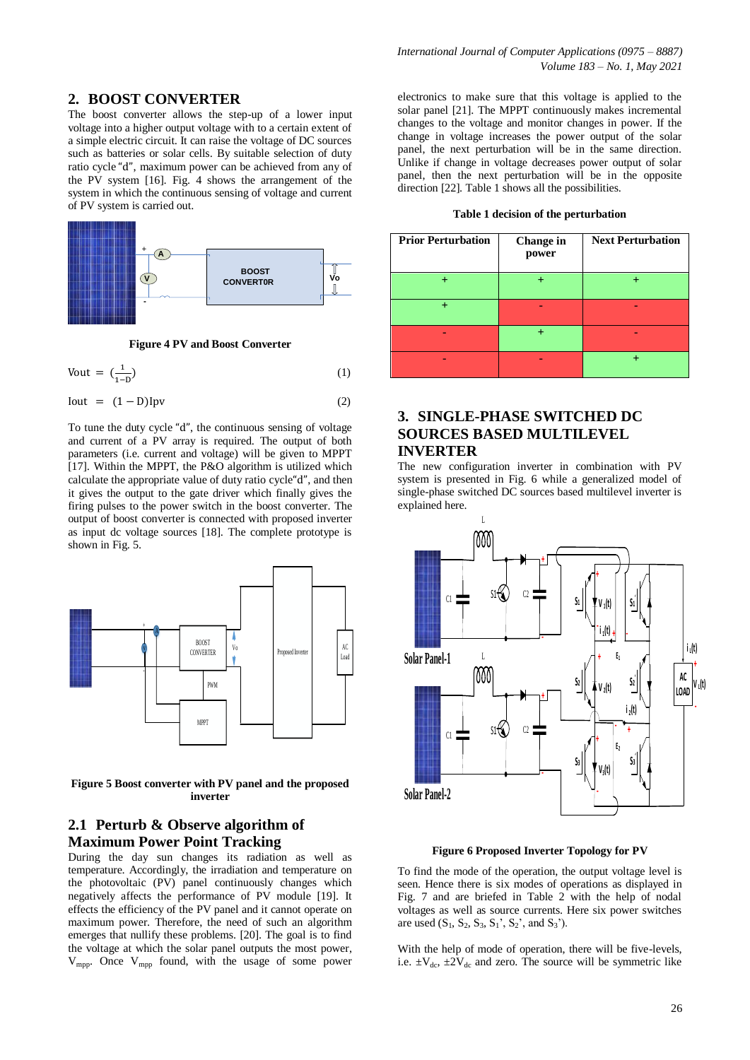## 2. BOOST CONVERTER

The boost converter allows the step-up of a lower input voltage into a higher output voltage with to a certain extent of a simple electric circuit. It can raise the voltage of DC sources such as batteries or solar cells. By suitable selection of duty ratio cycle "d", maximum power can be achieved from any of the PV system [16]. Fig. 4 shows the arrangement of the system in which the continuous sensing of voltage and current of PV system is carried out.

Figure 4 PV and Boost Converter

$$\text{Vout} = \left(\frac{1}{1-\text{D}}\right) \tag{1}$$

$$\text{Iout} = (1-\text{D})\text{Ipv} \tag{2}$$

To tune the duty cycle "d", the continuous sensing of voltage and current of a PV array is required. The output of both parameters (i.e. current and voltage) will be given to MPPT [17]. Within the MPPT, the P&O algorithm is utilized which calculate the appropriate value of duty ratio cycle"d", and then it gives the output to the gate driver which finally gives the firing pulses to the power switch in the boost converter. The output of boost converter is connected with proposed inverter as input dc voltage sources [18]. The complete prototype is shown in Fig. 5.

Figure 5 Boost converter with PV panel and the proposed inverter

### 2.1 Perturb & Observe algorithm of Maximum Power Point Tracking

During the day sun changes its radiation as well as temperature. Accordingly, the irradiation and temperature on the photovoltaic (PV) panel continuously changes which negatively affects the performance of PV module [19]. It effects the efficiency of the PV panel and it cannot operate on maximum power. Therefore, the need of such an algorithm emerges that nullify these problems. [20]. The goal is to find the voltage at which the solar panel outputs the most power, $V_{mpp}$. Once $V_{mpp}$ found, with the usage of some power electronics to make sure that this voltage is applied to the solar panel [21]. The MPPT continuously makes incremental changes to the voltage and monitor changes in power. If the change in voltage increases the power output of the solar panel, the next perturbation will be in the same direction. Unlike if change in voltage decreases power output of solar panel, then the next perturbation will be in the opposite direction [22]. Table 1 shows all the possibilities.

**Table 1 decision of the perturbation**

| Prior Perturbation | Change in power | Next Perturbation |
|---|---|---|
| + | + | + |
| + | - | - |
| - | + | - |
| - | - | + |

## 3. SINGLE-PHASE SWITCHED DC SOURCES BASED MULTILEVEL INVERTER

The new configuration inverter in combination with PV system is presented in Fig. 6 while a generalized model of single-phase switched DC sources based multilevel inverter is explained here.

Figure 6 Proposed Inverter Topology for PV

To find the mode of the operation, the output voltage level is seen. Hence there is six modes of operations as displayed in Fig. 7 and are briefed in Table 2 with the help of nodal voltages as well as source currents. Here six power switches are used ($S_1$, $S_2$, $S_3$, $S_1$', $S_2$', and $S_3$').

With the help of mode of operation, there will be five-levels, i.e. $\pm V_{dc}$, $\pm 2V_{dc}$ and zero. The source will be symmetric like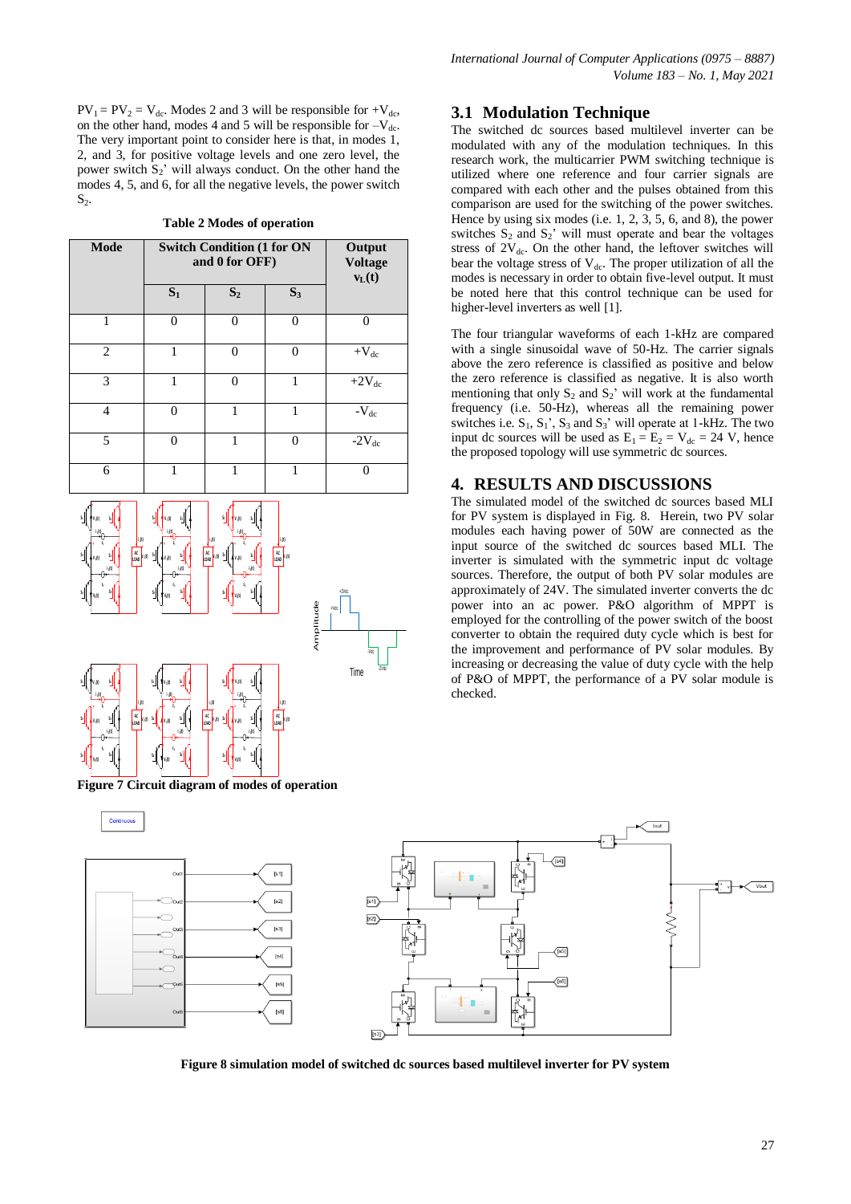$PV_1 = PV_2 = V_{dc}$. Modes 2 and 3 will be responsible for $+V_{dc}$, on the other hand, modes 4 and 5 will be responsible for $-V_{dc}$. The very important point to consider here is that, in modes 1, 2, and 3, for positive voltage levels and one zero level, the power switch $S_2$' will always conduct. On the other hand the modes 4, 5, and 6, for all the negative levels, the power switch $S_2$.

**Table 2 Modes of operation**

| Mode | Switch Condition (1 for ON and 0 for OFF) | | | Output Voltage $v_L(t)$ |
|---|---|---|---|---|
| | $S_1$ | $S_2$ | $S_3$ | |
| 1 | 0 | 0 | 0 | 0 |
| 2 | 1 | 0 | 0 | $+V_{dc}$ |
| 3 | 1 | 0 | 1 | $+2V_{dc}$ |
| 4 | 0 | 1 | 1 | $-V_{dc}$ |
| 5 | 0 | 1 | 0 | $-2V_{dc}$ |
| 6 | 1 | 1 | 1 | 0 |

**Figure 7 Circuit diagram of modes of operation**

## 3.1 Modulation Technique

The switched dc sources based multilevel inverter can be modulated with any of the modulation techniques. In this research work, the multicarrier PWM switching technique is utilized where one reference and four carrier signals are compared with each other and the pulses obtained from this comparison are used for the switching of the power switches. Hence by using six modes (i.e. 1, 2, 3, 5, 6, and 8), the power switches $S_2$ and $S_2$' will must operate and bear the voltages stress of $2V_{dc}$. On the other hand, the leftover switches will bear the voltage stress of $V_{dc}$. The proper utilization of all the modes is necessary in order to obtain five-level output. It must be noted here that this control technique can be used for higher-level inverters as well [1].

The four triangular waveforms of each 1-kHz are compared with a single sinusoidal wave of 50-Hz. The carrier signals above the zero reference is classified as positive and below the zero reference is classified as negative. It is also worth mentioning that only $S_2$ and $S_2$' will work at the fundamental frequency (i.e. 50-Hz), whereas all the remaining power switches i.e. $S_1$, $S_1$', $S_3$ and $S_3$' will operate at 1-kHz. The two input dc sources will be used as $E_1 = E_2 = V_{dc} = 24$ V, hence the proposed topology will use symmetric dc sources.

# 4. RESULTS AND DISCUSSIONS

The simulated model of the switched dc sources based MLI for PV system is displayed in Fig. 8. Herein, two PV solar modules each having power of 50W are connected as the input source of the switched dc sources based MLI. The inverter is simulated with the symmetric input dc voltage sources. Therefore, the output of both PV solar modules are approximately of 24V. The simulated inverter converts the dc power into an ac power. P&O algorithm of MPPT is employed for the controlling of the power switch of the boost converter to obtain the required duty cycle which is best for the improvement and performance of PV solar modules. By increasing or decreasing the value of duty cycle with the help of P&O of MPPT, the performance of a PV solar module is checked.

**Figure 8 simulation model of switched dc sources based multilevel inverter for PV system**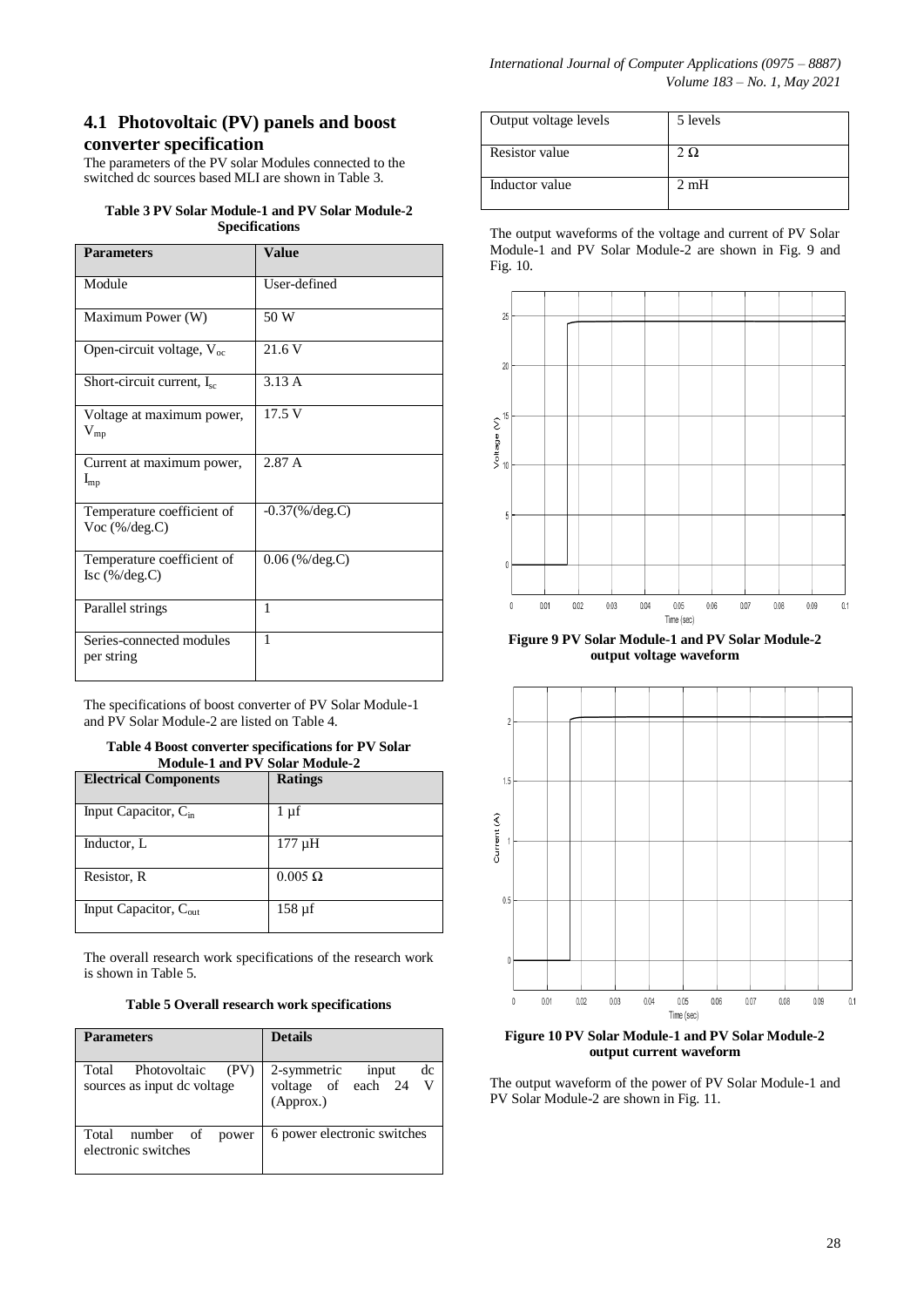## 4.1 Photovoltaic (PV) panels and boost converter specification

The parameters of the PV solar Modules connected to the switched dc sources based MLI are shown in Table 3.

**Table 3 PV Solar Module-1 and PV Solar Module-2 Specifications**

| Parameters | Value |
|---|---|
| Module | User-defined |
| Maximum Power (W) | 50 W |
| Open-circuit voltage, $V_{oc}$ | 21.6 V |
| Short-circuit current, $I_{sc}$ | 3.13 A |
| Voltage at maximum power, $V_{mp}$ | 17.5 V |
| Current at maximum power, $I_{mp}$ | 2.87 A |
| Temperature coefficient of Voc (%/deg.C) | -0.37(%/deg.C) |
| Temperature coefficient of Isc (%/deg.C) | 0.06 (%/deg.C) |
| Parallel strings | 1 |
| Series-connected modules per string | 1 |

The specifications of boost converter of PV Solar Module-1 and PV Solar Module-2 are listed on Table 4.

**Table 4 Boost converter specifications for PV Solar Module-1 and PV Solar Module-2**

| Electrical Components | Ratings |
|---|---|
| Input Capacitor, $C_{in}$ | 1 µf |
| Inductor, L | 177 µH |
| Resistor, R | 0.005 Ω |
| Input Capacitor, $C_{out}$ | 158 µf |

The overall research work specifications of the research work is shown in Table 5.

**Table 5 Overall research work specifications**

| Parameters | Details |
|---|---|
| Total Photovoltaic (PV) sources as input dc voltage | 2-symmetric input dc voltage of each 24 V (Approx.) |
| Total number of power electronic switches | 6 power electronic switches |
| Output voltage levels | 5 levels |
| Resistor value | 2 Ω |
| Inductor value | 2 mH |

The output waveforms of the voltage and current of PV Solar Module-1 and PV Solar Module-2 are shown in Fig. 9 and Fig. 10.

**Figure 9 PV Solar Module-1 and PV Solar Module-2 output voltage waveform**

**Figure 10 PV Solar Module-1 and PV Solar Module-2 output current waveform**

The output waveform of the power of PV Solar Module-1 and PV Solar Module-2 are shown in Fig. 11.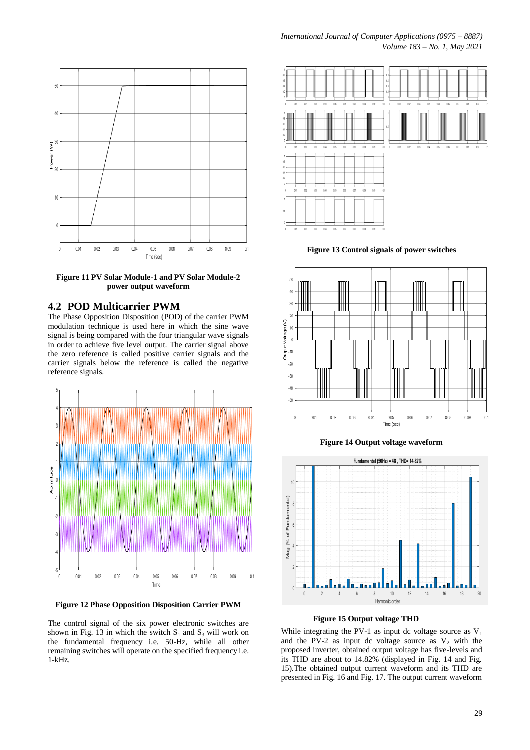Figure 11 PV Solar Module-1 and PV Solar Module-2 power output waveform

## 4.2 POD Multicarrier PWM

The Phase Opposition Disposition (POD) of the carrier PWM modulation technique is used here in which the sine wave signal is being compared with the four triangular wave signals in order to achieve five level output. The carrier signal above the zero reference is called positive carrier signals and the carrier signals below the reference is called the negative reference signals.

Figure 12 Phase Opposition Disposition Carrier PWM

The control signal of the six power electronic switches are shown in Fig. 13 in which the switch $S_1$ and $S_3$ will work on the fundamental frequency i.e. 50-Hz, while all other remaining switches will operate on the specified frequency i.e. 1-kHz.

Figure 13 Control signals of power switches

Figure 14 Output voltage waveform

Figure 15 Output voltage THD

While integrating the PV-1 as input dc voltage source as $V_1$ and the PV-2 as input dc voltage source as $V_2$ with the proposed inverter, obtained output voltage has five-levels and its THD are about to 14.82% (displayed in Fig. 14 and Fig. 15).The obtained output current waveform and its THD are presented in Fig. 16 and Fig. 17. The output current waveform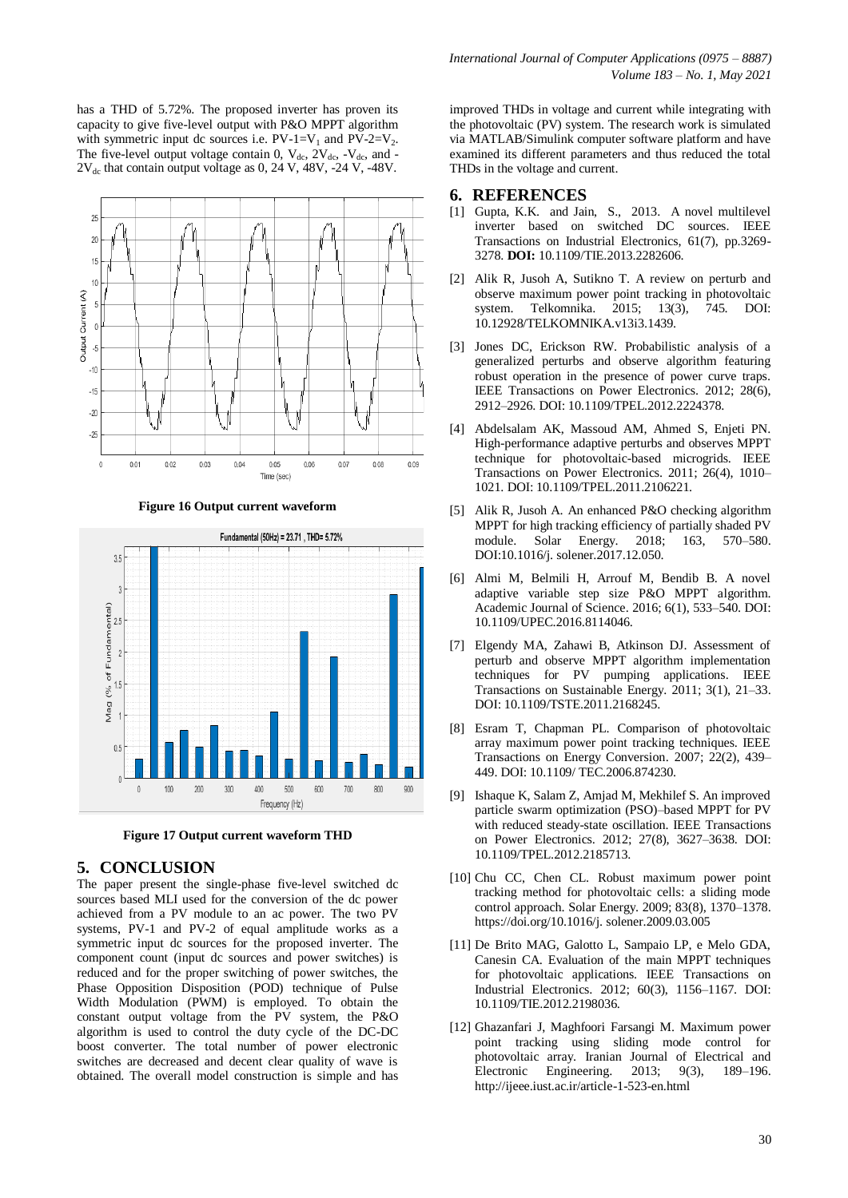has a THD of 5.72%. The proposed inverter has proven its capacity to give five-level output with P&O MPPT algorithm with symmetric input dc sources i.e. PV-1=$V_1$ and PV-2=$V_2$. The five-level output voltage contain 0, $V_{dc}$, $2V_{dc}$, $-V_{dc}$, and $-2V_{dc}$ that contain output voltage as 0, 24 V, 48V, -24 V, -48V.

**Figure 16 Output current waveform**

**Figure 17 Output current waveform THD**

## 5. CONCLUSION

The paper present the single-phase five-level switched dc sources based MLI used for the conversion of the dc power achieved from a PV module to an ac power. The two PV systems, PV-1 and PV-2 of equal amplitude works as a symmetric input dc sources for the proposed inverter. The component count (input dc sources and power switches) is reduced and for the proper switching of power switches, the Phase Opposition Disposition (POD) technique of Pulse Width Modulation (PWM) is employed. To obtain the constant output voltage from the PV system, the P&O algorithm is used to control the duty cycle of the DC-DC boost converter. The total number of power electronic switches are decreased and decent clear quality of wave is obtained. The overall model construction is simple and has improved THDs in voltage and current while integrating with the photovoltaic (PV) system. The research work is simulated via MATLAB/Simulink computer software platform and have examined its different parameters and thus reduced the total THDs in the voltage and current.

## 6. REFERENCES

[1] Gupta, K.K. and Jain, S., 2013. A novel multilevel inverter based on switched DC sources. IEEE Transactions on Industrial Electronics, 61(7), pp.3269-3278. **DOI:** 10.1109/TIE.2013.2282606.

[2] Alik R, Jusoh A, Sutikno T. A review on perturb and observe maximum power point tracking in photovoltaic system. Telkomnika. 2015; 13(3), 745. DOI: 10.12928/TELKOMNIKA.v13i3.1439.

[3] Jones DC, Erickson RW. Probabilistic analysis of a generalized perturbs and observe algorithm featuring robust operation in the presence of power curve traps. IEEE Transactions on Power Electronics. 2012; 28(6), 2912–2926. DOI: 10.1109/TPEL.2012.2224378.

[4] Abdelsalam AK, Massoud AM, Ahmed S, Enjeti PN. High-performance adaptive perturbs and observes MPPT technique for photovoltaic-based microgrids. IEEE Transactions on Power Electronics. 2011; 26(4), 1010–1021. DOI: 10.1109/TPEL.2011.2106221.

[5] Alik R, Jusoh A. An enhanced P&O checking algorithm MPPT for high tracking efficiency of partially shaded PV module. Solar Energy. 2018; 163, 570–580. DOI:10.1016/j. solener.2017.12.050.

[6] Almi M, Belmili H, Arrouf M, Bendib B. A novel adaptive variable step size P&O MPPT algorithm. Academic Journal of Science. 2016; 6(1), 533–540. DOI: 10.1109/UPEC.2016.8114046.

[7] Elgendy MA, Zahawi B, Atkinson DJ. Assessment of perturb and observe MPPT algorithm implementation techniques for PV pumping applications. IEEE Transactions on Sustainable Energy. 2011; 3(1), 21–33. DOI: 10.1109/TSTE.2011.2168245.

[8] Esram T, Chapman PL. Comparison of photovoltaic array maximum power point tracking techniques. IEEE Transactions on Energy Conversion. 2007; 22(2), 439–449. DOI: 10.1109/ TEC.2006.874230.

[9] Ishaque K, Salam Z, Amjad M, Mekhilef S. An improved particle swarm optimization (PSO)–based MPPT for PV with reduced steady-state oscillation. IEEE Transactions on Power Electronics. 2012; 27(8), 3627–3638. DOI: 10.1109/TPEL.2012.2185713.

[10] Chu CC, Chen CL. Robust maximum power point tracking method for photovoltaic cells: a sliding mode control approach. Solar Energy. 2009; 83(8), 1370–1378. https://doi.org/10.1016/j. solener.2009.03.005

[11] De Brito MAG, Galotto L, Sampaio LP, e Melo GDA, Canesin CA. Evaluation of the main MPPT techniques for photovoltaic applications. IEEE Transactions on Industrial Electronics. 2012; 60(3), 1156–1167. DOI: 10.1109/TIE.2012.2198036.

[12] Ghazanfari J, Maghfoori Farsangi M. Maximum power point tracking using sliding mode control for photovoltaic array. Iranian Journal of Electrical and Electronic Engineering. 2013; 9(3), 189–196. http://ijeee.iust.ac.ir/article-1-523-en.html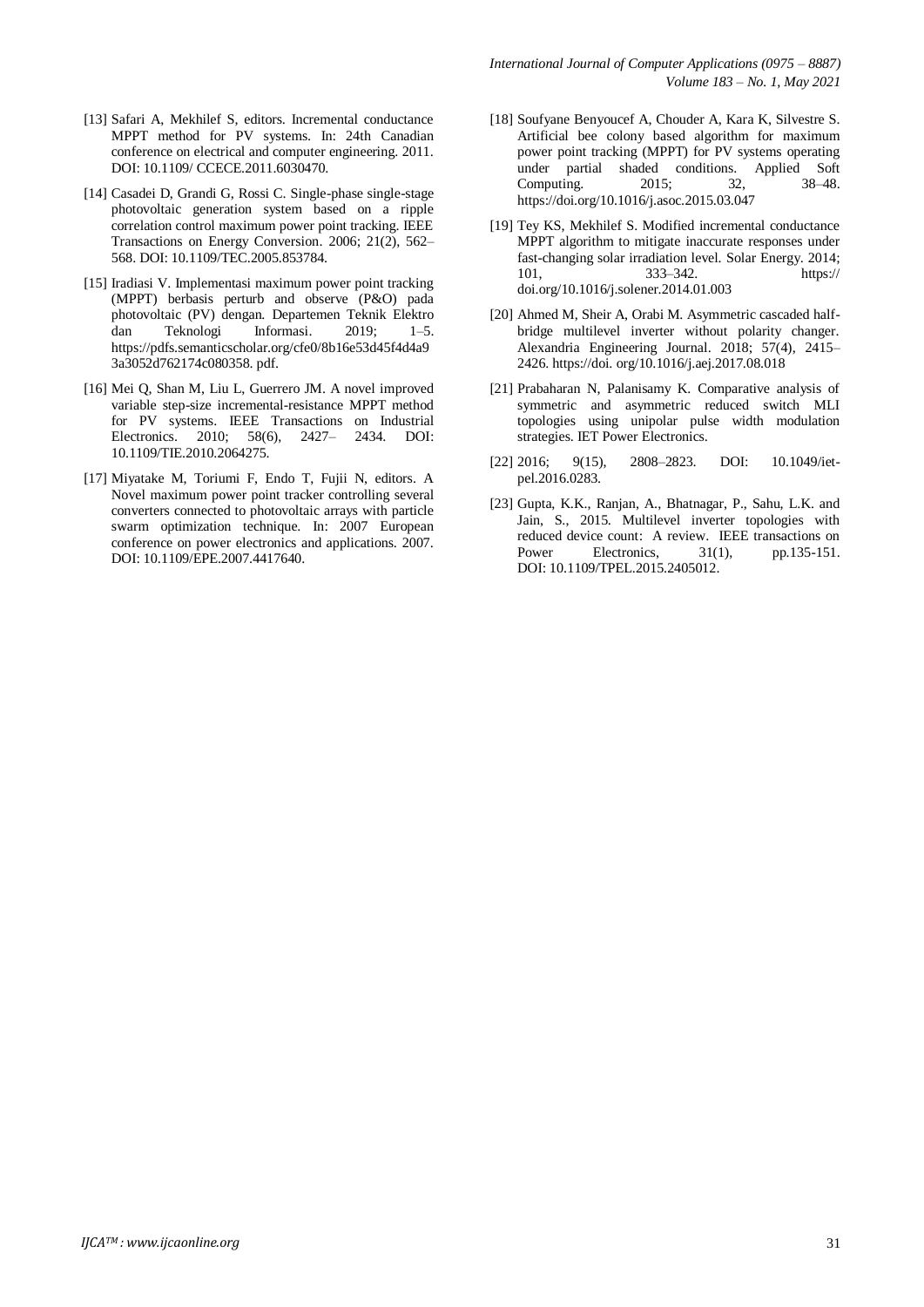[13] Safari A, Mekhilef S, editors. Incremental conductance MPPT method for PV systems. In: 24th Canadian conference on electrical and computer engineering. 2011. DOI: 10.1109/ CCECE.2011.6030470.

[14] Casadei D, Grandi G, Rossi C. Single-phase single-stage photovoltaic generation system based on a ripple correlation control maximum power point tracking. IEEE Transactions on Energy Conversion. 2006; 21(2), 562–568. DOI: 10.1109/TEC.2005.853784.

[15] Iradiasi V. Implementasi maximum power point tracking (MPPT) berbasis perturb and observe (P&O) pada photovoltaic (PV) dengan. Departemen Teknik Elektro dan Teknologi Informasi. 2019; 1–5. https://pdfs.semanticscholar.org/cfe0/8b16e53d45f4d4a93a3052d762174c080358. pdf.

[16] Mei Q, Shan M, Liu L, Guerrero JM. A novel improved variable step-size incremental-resistance MPPT method for PV systems. IEEE Transactions on Industrial Electronics. 2010; 58(6), 2427– 2434. DOI: 10.1109/TIE.2010.2064275.

[17] Miyatake M, Toriumi F, Endo T, Fujii N, editors. A Novel maximum power point tracker controlling several converters connected to photovoltaic arrays with particle swarm optimization technique. In: 2007 European conference on power electronics and applications. 2007. DOI: 10.1109/EPE.2007.4417640.

[18] Soufyane Benyoucef A, Chouder A, Kara K, Silvestre S. Artificial bee colony based algorithm for maximum power point tracking (MPPT) for PV systems operating under partial shaded conditions. Applied Soft Computing. 2015; 32, 38–48. https://doi.org/10.1016/j.asoc.2015.03.047

[19] Tey KS, Mekhilef S. Modified incremental conductance MPPT algorithm to mitigate inaccurate responses under fast-changing solar irradiation level. Solar Energy. 2014; 101, 333–342. https:// doi.org/10.1016/j.solener.2014.01.003

[20] Ahmed M, Sheir A, Orabi M. Asymmetric cascaded half-bridge multilevel inverter without polarity changer. Alexandria Engineering Journal. 2018; 57(4), 2415–2426. https://doi. org/10.1016/j.aej.2017.08.018

[21] Prabaharan N, Palanisamy K. Comparative analysis of symmetric and asymmetric reduced switch MLI topologies using unipolar pulse width modulation strategies. IET Power Electronics.

[22] 2016; 9(15), 2808–2823. DOI: 10.1049/iet-pel.2016.0283.

[23] Gupta, K.K., Ranjan, A., Bhatnagar, P., Sahu, L.K. and Jain, S., 2015. Multilevel inverter topologies with reduced device count: A review. IEEE transactions on Power Electronics, 31(1), pp.135-151. DOI: 10.1109/TPEL.2015.2405012.